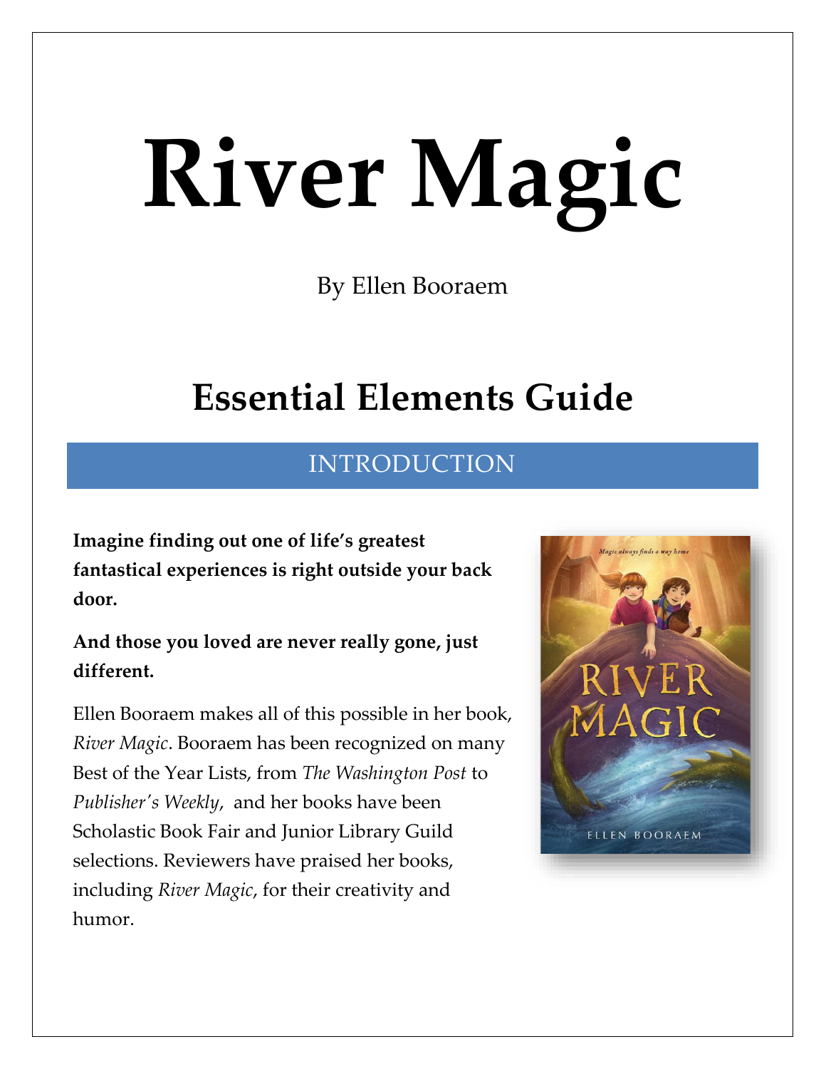# River Magic

By Ellen Booraem

## Essential Elements Guide

### INTRODUCTION

**Imagine finding out one of life's greatest fantastical experiences is right outside your back door.**

**And those you loved are never really gone, just different.**

Ellen Booraem makes all of this possible in her book, *River Magic*. Booraem has been recognized on many Best of the Year Lists, from *The Washington Post* to *Publisher's Weekly*, and her books have been Scholastic Book Fair and Junior Library Guild selections. Reviewers have praised her books, including *River Magic*, for their creativity and humor.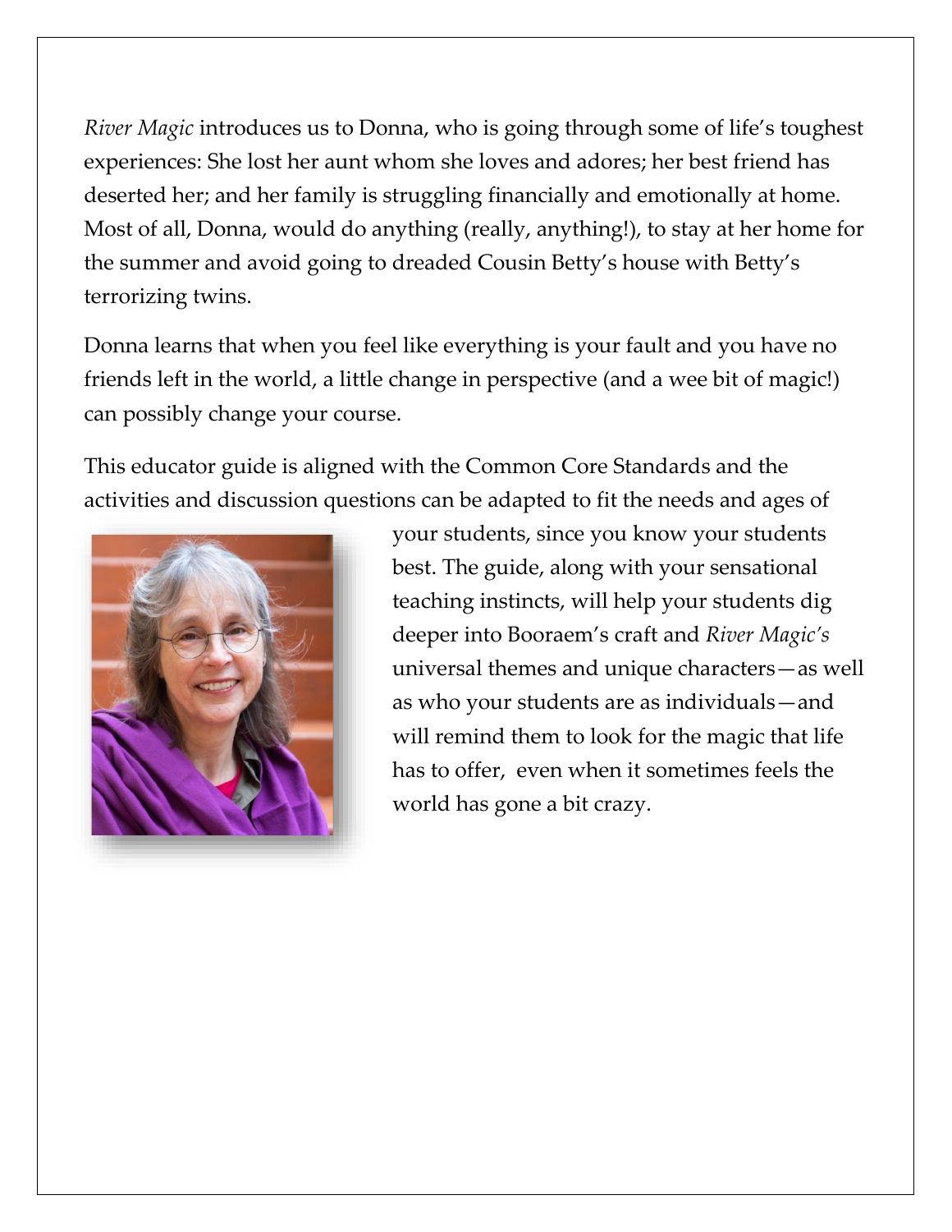*River Magic* introduces us to Donna, who is going through some of life's toughest experiences: She lost her aunt whom she loves and adores; her best friend has deserted her; and her family is struggling financially and emotionally at home. Most of all, Donna, would do anything (really, anything!), to stay at her home for the summer and avoid going to dreaded Cousin Betty's house with Betty's terrorizing twins.

Donna learns that when you feel like everything is your fault and you have no friends left in the world, a little change in perspective (and a wee bit of magic!) can possibly change your course.

This educator guide is aligned with the Common Core Standards and the activities and discussion questions can be adapted to fit the needs and ages of your students, since you know your students best. The guide, along with your sensational teaching instincts, will help your students dig deeper into Booraem's craft and *River Magic's* universal themes and unique characters—as well as who your students are as individuals—and will remind them to look for the magic that life has to offer, even when it sometimes feels the world has gone a bit crazy.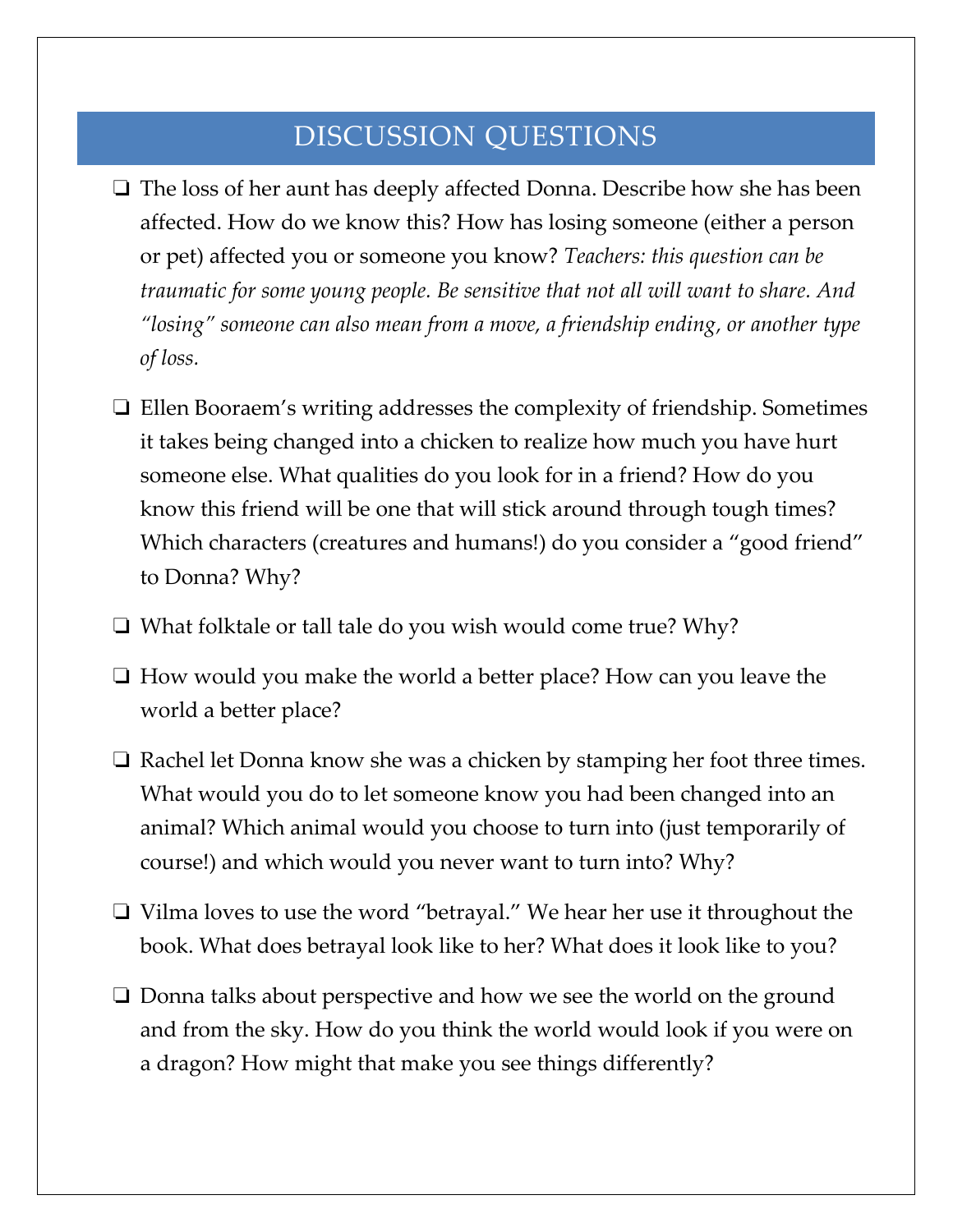## DISCUSSION QUESTIONS

- ❏ The loss of her aunt has deeply affected Donna. Describe how she has been affected. How do we know this? How has losing someone (either a person or pet) affected you or someone you know? *Teachers: this question can be traumatic for some young people. Be sensitive that not all will want to share. And "losing" someone can also mean from a move, a friendship ending, or another type of loss.*

- ❏ Ellen Booraem's writing addresses the complexity of friendship. Sometimes it takes being changed into a chicken to realize how much you have hurt someone else. What qualities do you look for in a friend? How do you know this friend will be one that will stick around through tough times? Which characters (creatures and humans!) do you consider a "good friend" to Donna? Why?

- ❏ What folktale or tall tale do you wish would come true? Why?

- ❏ How would you make the world a better place? How can you leave the world a better place?

- ❏ Rachel let Donna know she was a chicken by stamping her foot three times. What would you do to let someone know you had been changed into an animal? Which animal would you choose to turn into (just temporarily of course!) and which would you never want to turn into? Why?

- ❏ Vilma loves to use the word "betrayal." We hear her use it throughout the book. What does betrayal look like to her? What does it look like to you?

- ❏ Donna talks about perspective and how we see the world on the ground and from the sky. How do you think the world would look if you were on a dragon? How might that make you see things differently?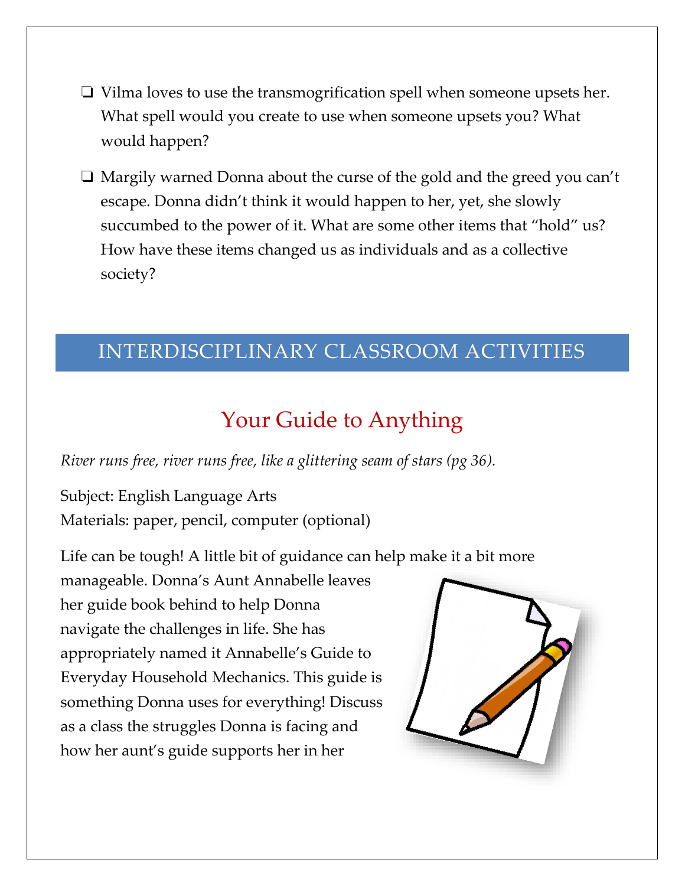- ❑ Vilma loves to use the transmogrification spell when someone upsets her. What spell would you create to use when someone upsets you? What would happen?
- ❑ Margily warned Donna about the curse of the gold and the greed you can't escape. Donna didn't think it would happen to her, yet, she slowly succumbed to the power of it. What are some other items that "hold" us? How have these items changed us as individuals and as a collective society?

## INTERDISCIPLINARY CLASSROOM ACTIVITIES

### Your Guide to Anything

*River runs free, river runs free, like a glittering seam of stars (pg 36).*

Subject: English Language Arts
Materials: paper, pencil, computer (optional)

Life can be tough! A little bit of guidance can help make it a bit more manageable. Donna's Aunt Annabelle leaves her guide book behind to help Donna navigate the challenges in life. She has appropriately named it Annabelle's Guide to Everyday Household Mechanics. This guide is something Donna uses for everything! Discuss as a class the struggles Donna is facing and how her aunt's guide supports her in her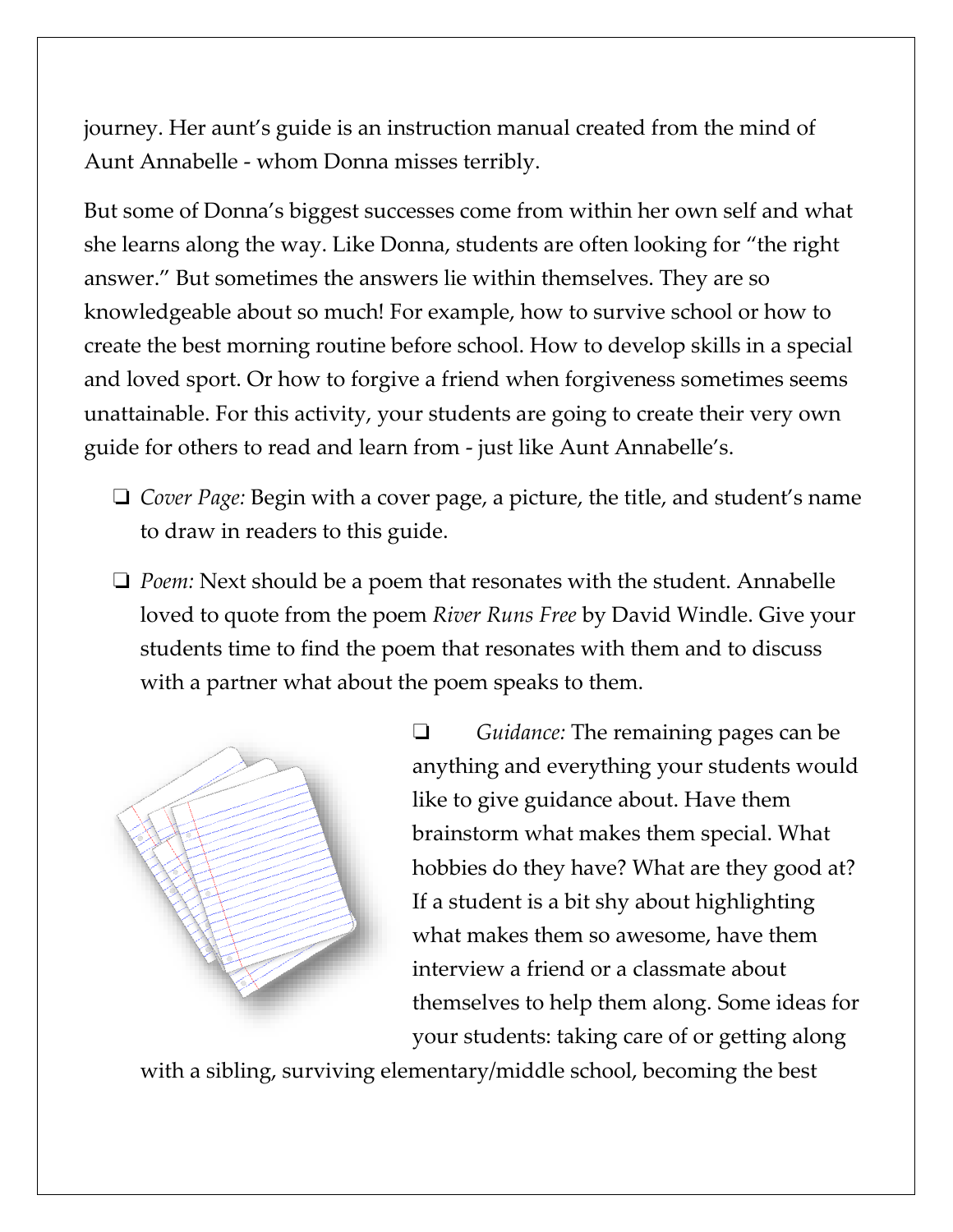journey. Her aunt's guide is an instruction manual created from the mind of Aunt Annabelle - whom Donna misses terribly.

But some of Donna's biggest successes come from within her own self and what she learns along the way. Like Donna, students are often looking for "the right answer." But sometimes the answers lie within themselves. They are so knowledgeable about so much! For example, how to survive school or how to create the best morning routine before school. How to develop skills in a special and loved sport. Or how to forgive a friend when forgiveness sometimes seems unattainable. For this activity, your students are going to create their very own guide for others to read and learn from - just like Aunt Annabelle's.

- *Cover Page:* Begin with a cover page, a picture, the title, and student's name to draw in readers to this guide.
- *Poem:* Next should be a poem that resonates with the student. Annabelle loved to quote from the poem *River Runs Free* by David Windle. Give your students time to find the poem that resonates with them and to discuss with a partner what about the poem speaks to them.
- *Guidance:* The remaining pages can be anything and everything your students would like to give guidance about. Have them brainstorm what makes them special. What hobbies do they have? What are they good at? If a student is a bit shy about highlighting what makes them so awesome, have them interview a friend or a classmate about themselves to help them along. Some ideas for your students: taking care of or getting along with a sibling, surviving elementary/middle school, becoming the best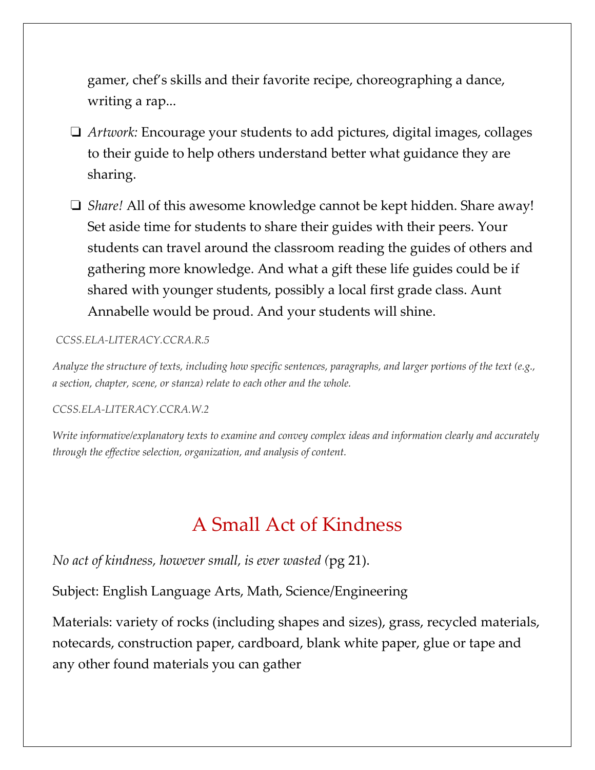gamer, chef's skills and their favorite recipe, choreographing a dance, writing a rap...

- *Artwork:* Encourage your students to add pictures, digital images, collages to their guide to help others understand better what guidance they are sharing.
- *Share!* All of this awesome knowledge cannot be kept hidden. Share away! Set aside time for students to share their guides with their peers. Your students can travel around the classroom reading the guides of others and gathering more knowledge. And what a gift these life guides could be if shared with younger students, possibly a local first grade class. Aunt Annabelle would be proud. And your students will shine.

*CCSS.ELA-LITERACY.CCRA.R.5*

*Analyze the structure of texts, including how specific sentences, paragraphs, and larger portions of the text (e.g., a section, chapter, scene, or stanza) relate to each other and the whole.*

*CCSS.ELA-LITERACY.CCRA.W.2*

*Write informative/explanatory texts to examine and convey complex ideas and information clearly and accurately through the effective selection, organization, and analysis of content.*

## A Small Act of Kindness

*No act of kindness, however small, is ever wasted (*pg 21).

Subject: English Language Arts, Math, Science/Engineering

Materials: variety of rocks (including shapes and sizes), grass, recycled materials, notecards, construction paper, cardboard, blank white paper, glue or tape and any other found materials you can gather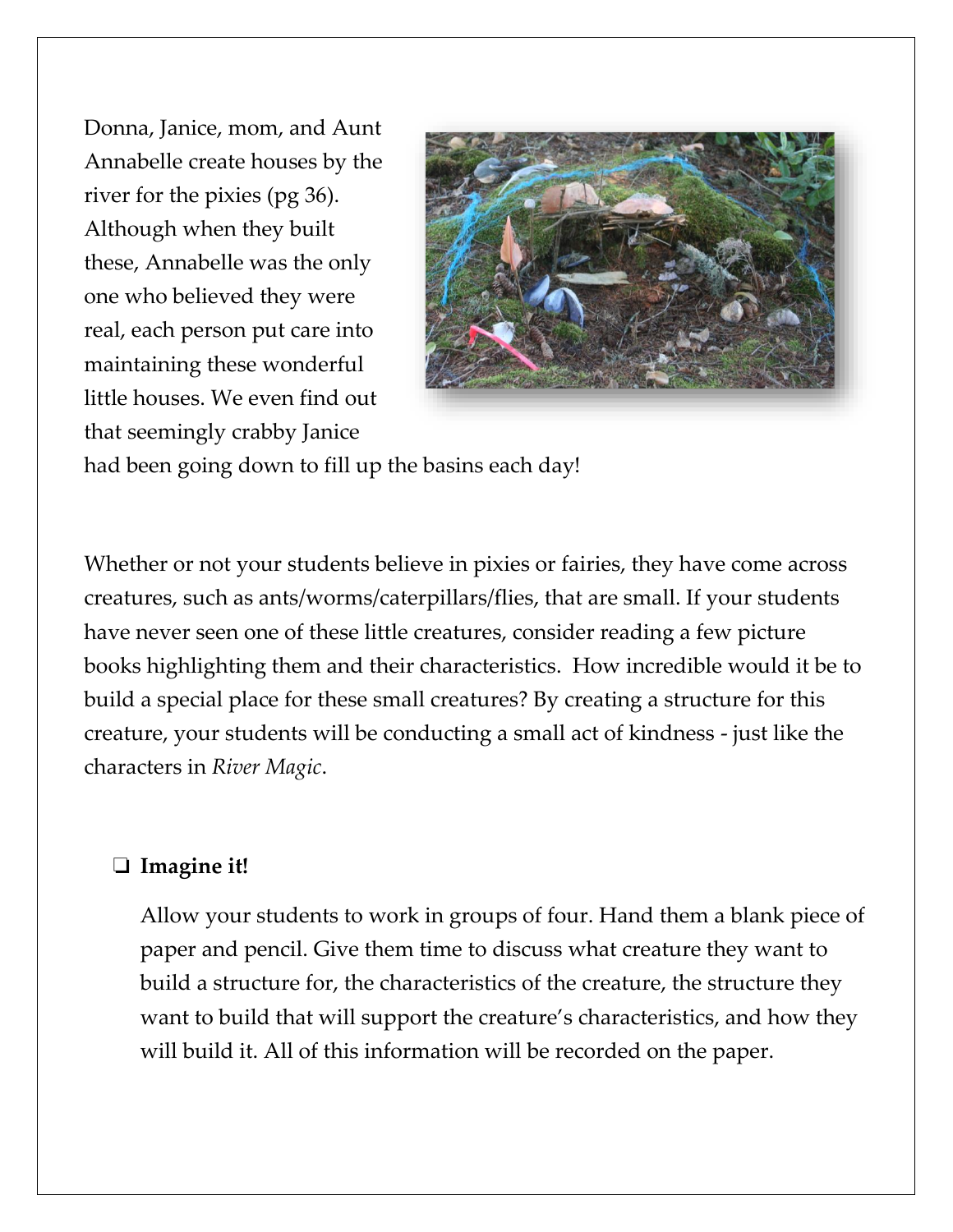Donna, Janice, mom, and Aunt Annabelle create houses by the river for the pixies (pg 36). Although when they built these, Annabelle was the only one who believed they were real, each person put care into maintaining these wonderful little houses. We even find out that seemingly crabby Janice had been going down to fill up the basins each day!

Whether or not your students believe in pixies or fairies, they have come across creatures, such as ants/worms/caterpillars/flies, that are small. If your students have never seen one of these little creatures, consider reading a few picture books highlighting them and their characteristics. How incredible would it be to build a special place for these small creatures? By creating a structure for this creature, your students will be conducting a small act of kindness - just like the characters in *River Magic*.

- ❏ **Imagine it!**

  Allow your students to work in groups of four. Hand them a blank piece of paper and pencil. Give them time to discuss what creature they want to build a structure for, the characteristics of the creature, the structure they want to build that will support the creature's characteristics, and how they will build it. All of this information will be recorded on the paper.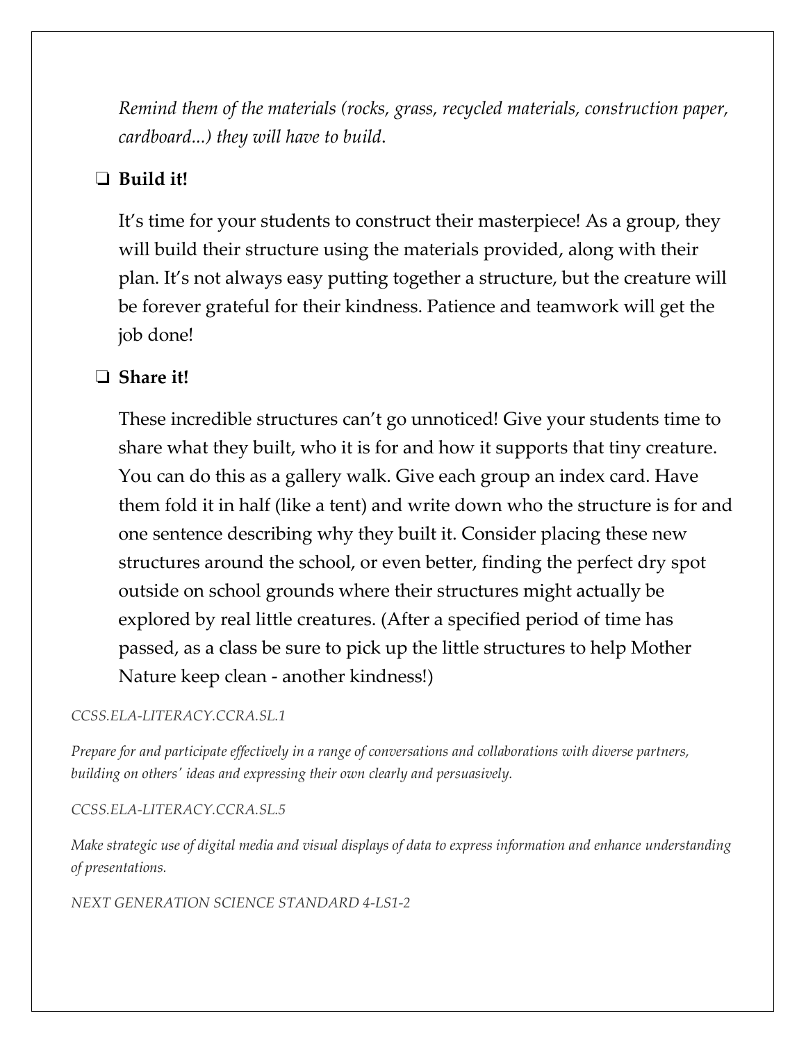*Remind them of the materials (rocks, grass, recycled materials, construction paper, cardboard...) they will have to build*.

- ❑ **Build it!**

  It's time for your students to construct their masterpiece! As a group, they will build their structure using the materials provided, along with their plan. It's not always easy putting together a structure, but the creature will be forever grateful for their kindness. Patience and teamwork will get the job done!

- ❑ **Share it!**

  These incredible structures can't go unnoticed! Give your students time to share what they built, who it is for and how it supports that tiny creature. You can do this as a gallery walk. Give each group an index card. Have them fold it in half (like a tent) and write down who the structure is for and one sentence describing why they built it. Consider placing these new structures around the school, or even better, finding the perfect dry spot outside on school grounds where their structures might actually be explored by real little creatures. (After a specified period of time has passed, as a class be sure to pick up the little structures to help Mother Nature keep clean - another kindness!)

*CCSS.ELA-LITERACY.CCRA.SL.1*

*Prepare for and participate effectively in a range of conversations and collaborations with diverse partners, building on others' ideas and expressing their own clearly and persuasively.*

*CCSS.ELA-LITERACY.CCRA.SL.5*

*Make strategic use of digital media and visual displays of data to express information and enhance understanding of presentations.*

*NEXT GENERATION SCIENCE STANDARD 4-LS1-2*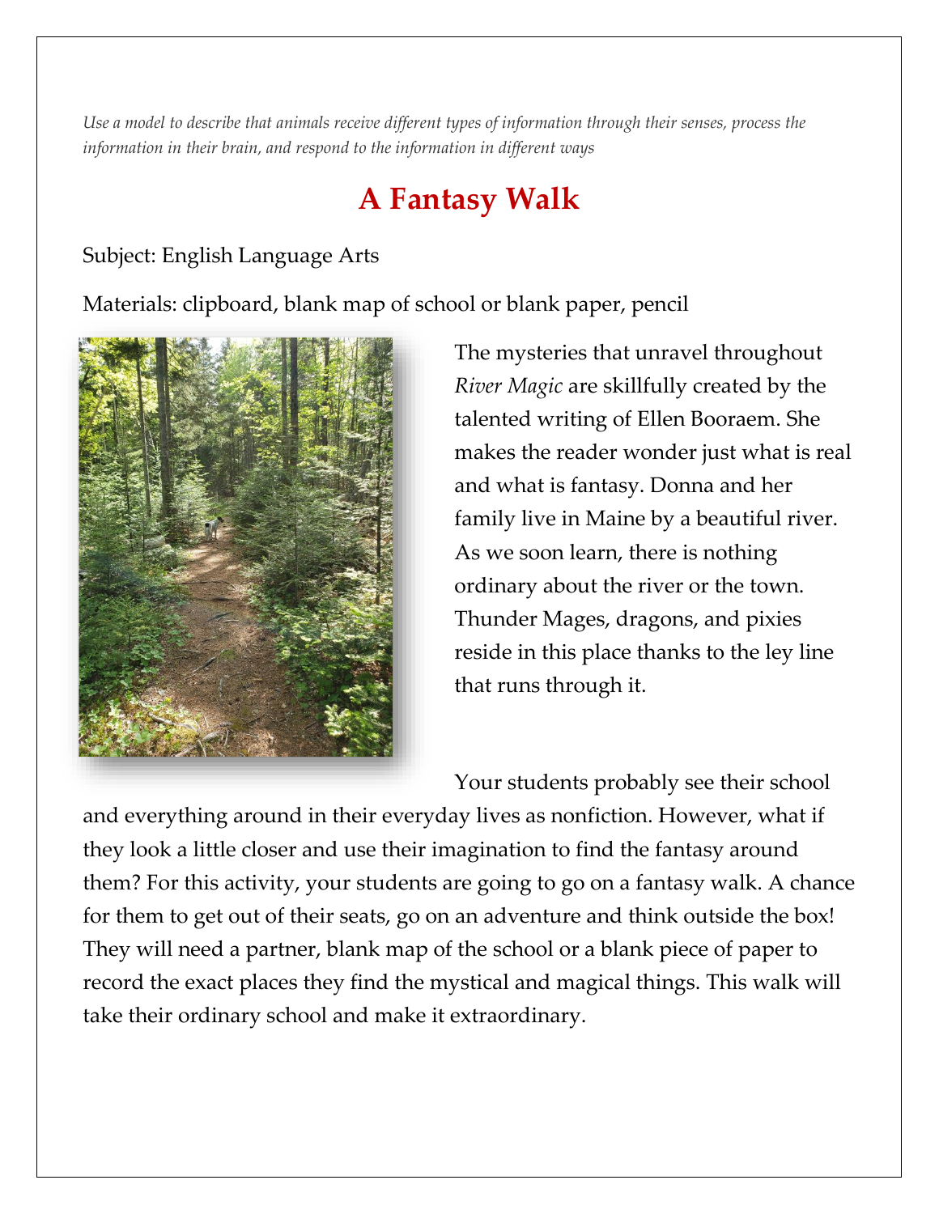*Use a model to describe that animals receive different types of information through their senses, process the information in their brain, and respond to the information in different ways*

# A Fantasy Walk

Subject: English Language Arts

Materials: clipboard, blank map of school or blank paper, pencil

The mysteries that unravel throughout *River Magic* are skillfully created by the talented writing of Ellen Booraem. She makes the reader wonder just what is real and what is fantasy. Donna and her family live in Maine by a beautiful river. As we soon learn, there is nothing ordinary about the river or the town. Thunder Mages, dragons, and pixies reside in this place thanks to the ley line that runs through it.

Your students probably see their school and everything around in their everyday lives as nonfiction. However, what if they look a little closer and use their imagination to find the fantasy around them? For this activity, your students are going to go on a fantasy walk. A chance for them to get out of their seats, go on an adventure and think outside the box! They will need a partner, blank map of the school or a blank piece of paper to record the exact places they find the mystical and magical things. This walk will take their ordinary school and make it extraordinary.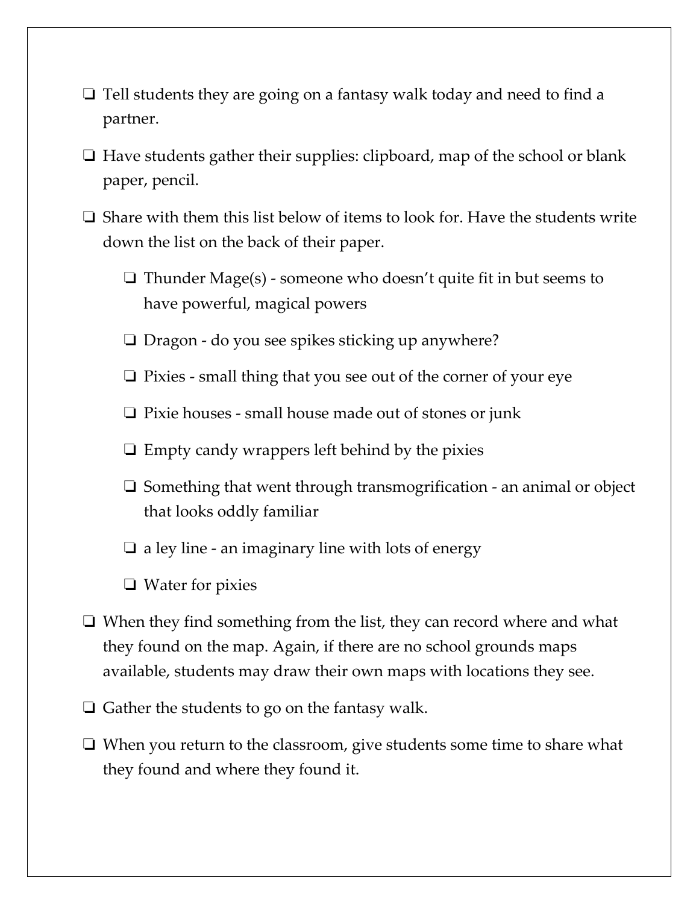- ❏ Tell students they are going on a fantasy walk today and need to find a partner.
- ❏ Have students gather their supplies: clipboard, map of the school or blank paper, pencil.
- ❏ Share with them this list below of items to look for. Have the students write down the list on the back of their paper.
  - ❏ Thunder Mage(s) - someone who doesn't quite fit in but seems to have powerful, magical powers
  - ❏ Dragon - do you see spikes sticking up anywhere?
  - ❏ Pixies - small thing that you see out of the corner of your eye
  - ❏ Pixie houses - small house made out of stones or junk
  - ❏ Empty candy wrappers left behind by the pixies
  - ❏ Something that went through transmogrification - an animal or object that looks oddly familiar
  - ❏ a ley line - an imaginary line with lots of energy
  - ❏ Water for pixies
- ❏ When they find something from the list, they can record where and what they found on the map. Again, if there are no school grounds maps available, students may draw their own maps with locations they see.
- ❏ Gather the students to go on the fantasy walk.
- ❏ When you return to the classroom, give students some time to share what they found and where they found it.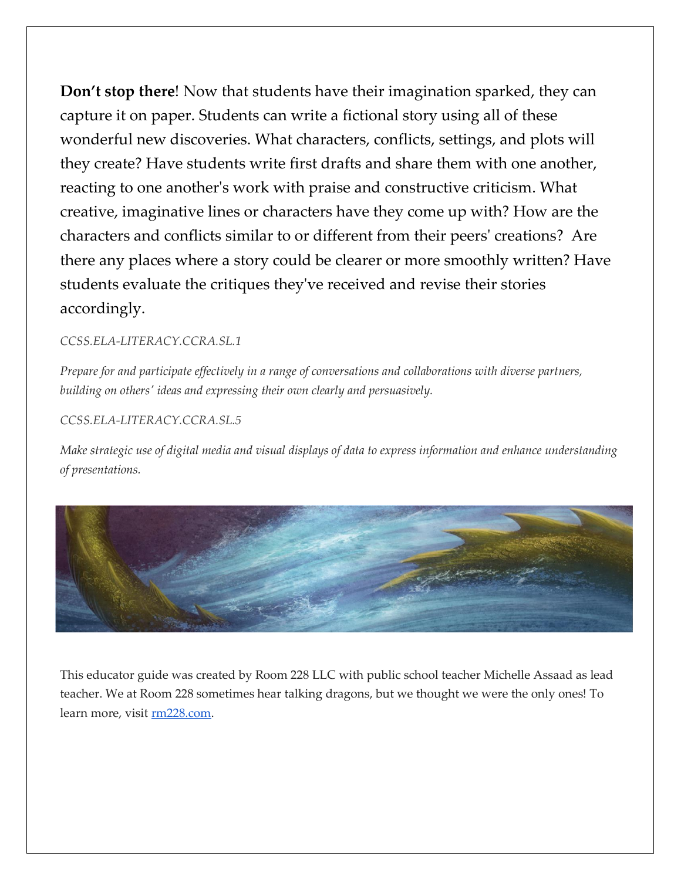**Don't stop there**! Now that students have their imagination sparked, they can capture it on paper. Students can write a fictional story using all of these wonderful new discoveries. What characters, conflicts, settings, and plots will they create? Have students write first drafts and share them with one another, reacting to one another's work with praise and constructive criticism. What creative, imaginative lines or characters have they come up with? How are the characters and conflicts similar to or different from their peers' creations? Are there any places where a story could be clearer or more smoothly written? Have students evaluate the critiques they've received and revise their stories accordingly.

*CCSS.ELA-LITERACY.CCRA.SL.1*

*Prepare for and participate effectively in a range of conversations and collaborations with diverse partners, building on others' ideas and expressing their own clearly and persuasively.*

*CCSS.ELA-LITERACY.CCRA.SL.5*

*Make strategic use of digital media and visual displays of data to express information and enhance understanding of presentations.*

This educator guide was created by Room 228 LLC with public school teacher Michelle Assaad as lead teacher. We at Room 228 sometimes hear talking dragons, but we thought we were the only ones! To learn more, visit [rm228.com](rm228.com).